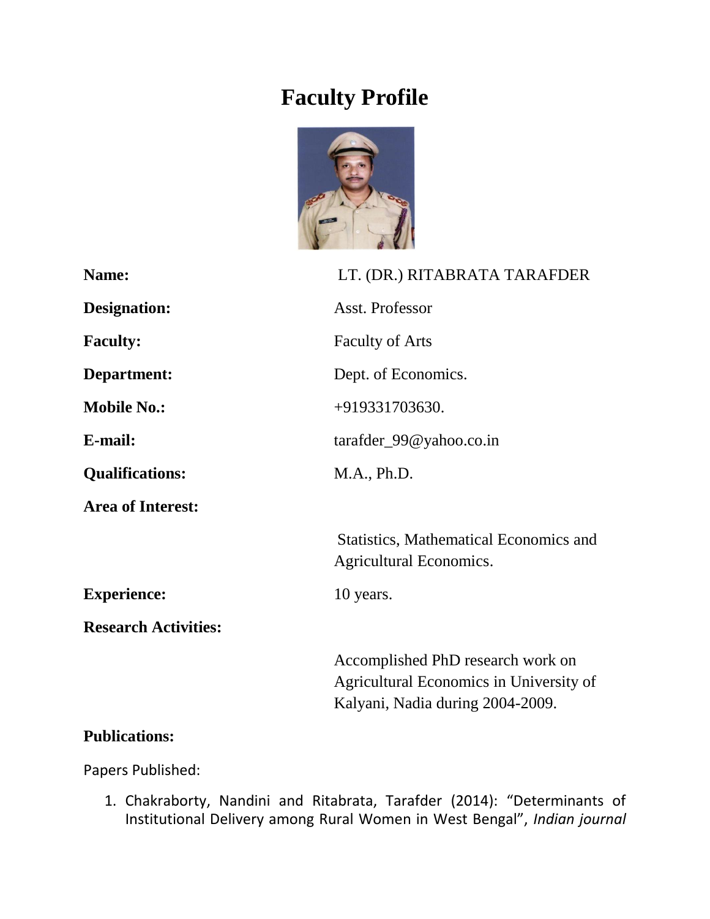# Faculty Profile

| | |
|---|---|
| **Name:** | LT. (DR.) RITABRATA TARAFDER |
| **Designation:** | Asst. Professor |
| **Faculty:** | Faculty of Arts |
| **Department:** | Dept. of Economics. |
| **Mobile No.:** | +919331703630. |
| **E-mail:** | tarafder_99@yahoo.co.in |
| **Qualifications:** | M.A., Ph.D. |
| **Area of Interest:** | Statistics, Mathematical Economics and Agricultural Economics. |
| **Experience:** | 10 years. |
| **Research Activities:** | Accomplished PhD research work on Agricultural Economics in University of Kalyani, Nadia during 2004-2009. |

**Publications:**

Papers Published:

1. Chakraborty, Nandini and Ritabrata, Tarafder (2014): "Determinants of Institutional Delivery among Rural Women in West Bengal", *Indian journal*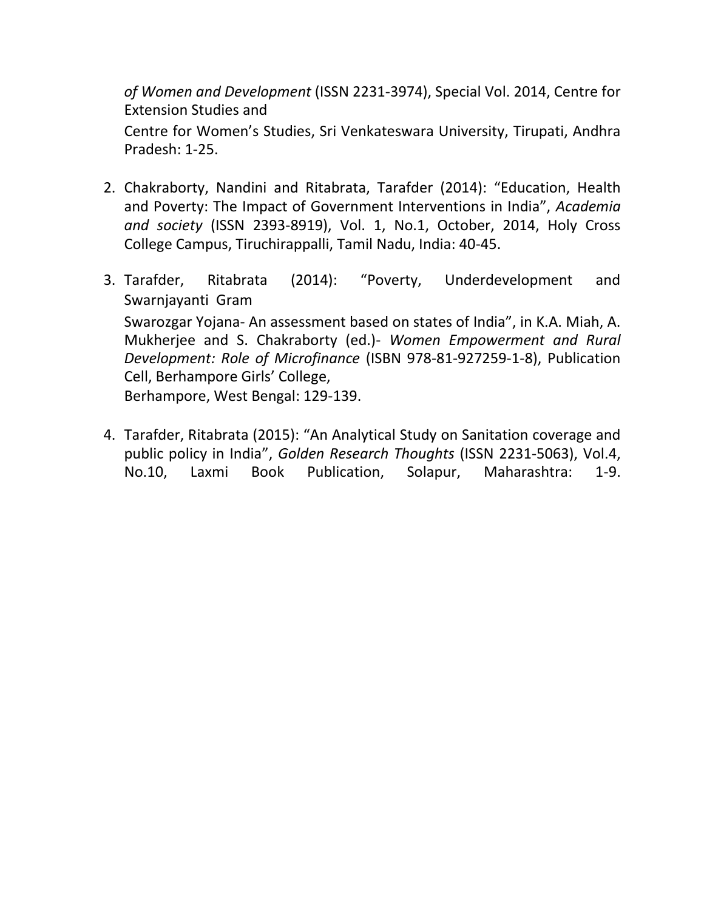*of Women and Development* (ISSN 2231-3974), Special Vol. 2014, Centre for Extension Studies and Centre for Women's Studies, Sri Venkateswara University, Tirupati, Andhra Pradesh: 1-25.

2. Chakraborty, Nandini and Ritabrata, Tarafder (2014): "Education, Health and Poverty: The Impact of Government Interventions in India", *Academia and society* (ISSN 2393-8919), Vol. 1, No.1, October, 2014, Holy Cross College Campus, Tiruchirappalli, Tamil Nadu, India: 40-45.

3. Tarafder, Ritabrata (2014): "Poverty, Underdevelopment and Swarnjayanti Gram Swarozgar Yojana- An assessment based on states of India", in K.A. Miah, A. Mukherjee and S. Chakraborty (ed.)- *Women Empowerment and Rural Development: Role of Microfinance* (ISBN 978-81-927259-1-8), Publication Cell, Berhampore Girls' College, Berhampore, West Bengal: 129-139.

4. Tarafder, Ritabrata (2015): "An Analytical Study on Sanitation coverage and public policy in India", *Golden Research Thoughts* (ISSN 2231-5063), Vol.4, No.10, Laxmi Book Publication, Solapur, Maharashtra: 1-9.